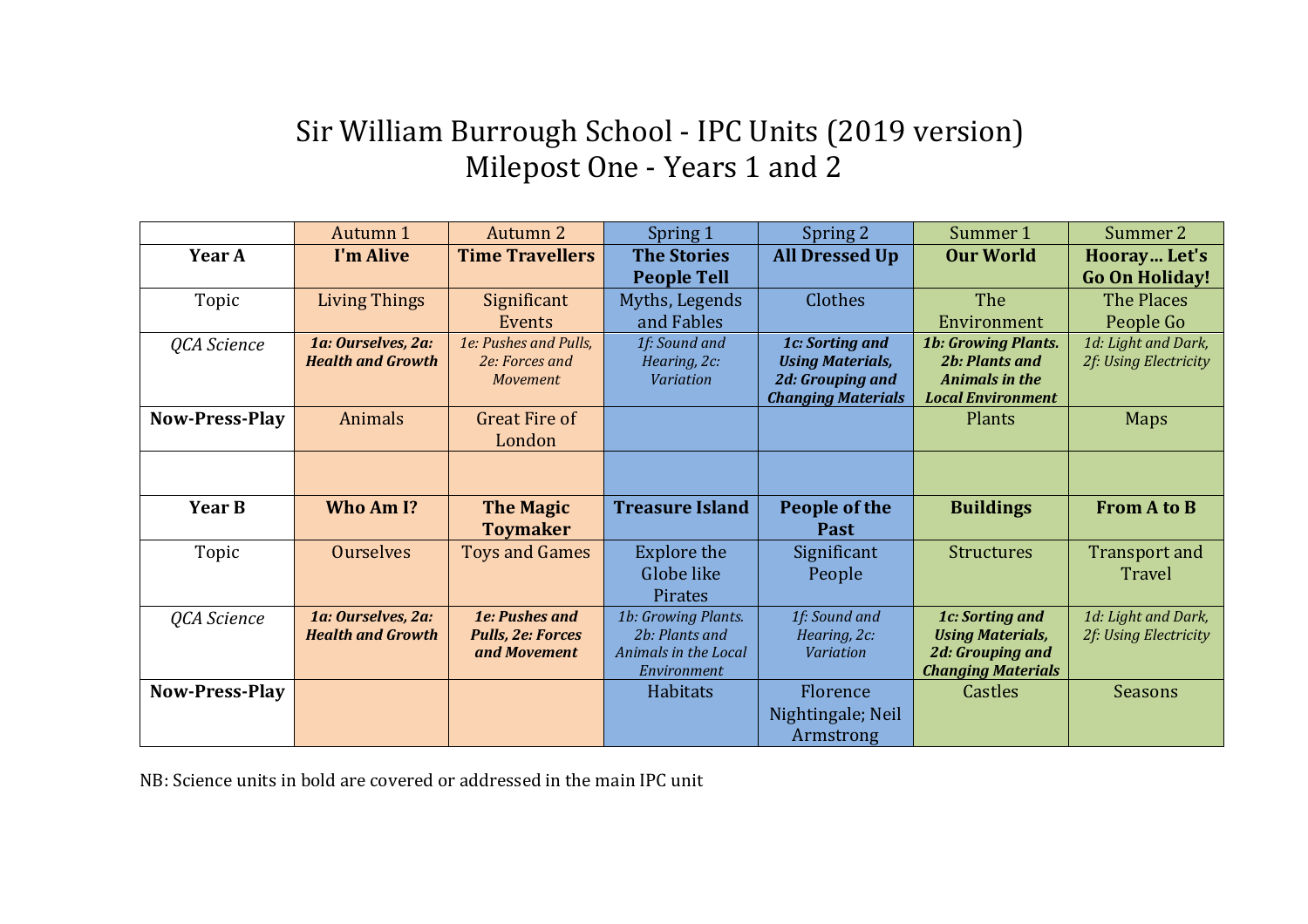# Sir William Burrough School - IPC Units (2019 version)
## Milepost One - Years 1 and 2

| | Autumn 1 | Autumn 2 | Spring 1 | Spring 2 | Summer 1 | Summer 2 |
|---|---|---|---|---|---|---|
| **Year A** | **I'm Alive** | **Time Travellers** | **The Stories People Tell** | **All Dressed Up** | **Our World** | **Hooray… Let's Go On Holiday!** |
| Topic | Living Things | Significant Events | Myths, Legends and Fables | Clothes | The Environment | The Places People Go |
| *QCA Science* | ***1a: Ourselves, 2a: Health and Growth*** | *1e: Pushes and Pulls, 2e: Forces and Movement* | *1f: Sound and Hearing, 2c: Variation* | ***1c: Sorting and Using Materials, 2d: Grouping and Changing Materials*** | ***1b: Growing Plants. 2b: Plants and Animals in the Local Environment*** | *1d: Light and Dark, 2f: Using Electricity* |
| **Now-Press-Play** | Animals | Great Fire of London | | | Plants | Maps |
| | | | | | | |
| **Year B** | **Who Am I?** | **The Magic Toymaker** | **Treasure Island** | **People of the Past** | **Buildings** | **From A to B** |
| Topic | Ourselves | Toys and Games | Explore the Globe like Pirates | Significant People | Structures | Transport and Travel |
| *QCA Science* | ***1a: Ourselves, 2a: Health and Growth*** | ***1e: Pushes and Pulls, 2e: Forces and Movement*** | *1b: Growing Plants. 2b: Plants and Animals in the Local Environment* | *1f: Sound and Hearing, 2c: Variation* | ***1c: Sorting and Using Materials, 2d: Grouping and Changing Materials*** | *1d: Light and Dark, 2f: Using Electricity* |
| **Now-Press-Play** | | | Habitats | Florence Nightingale; Neil Armstrong | Castles | Seasons |

NB: Science units in bold are covered or addressed in the main IPC unit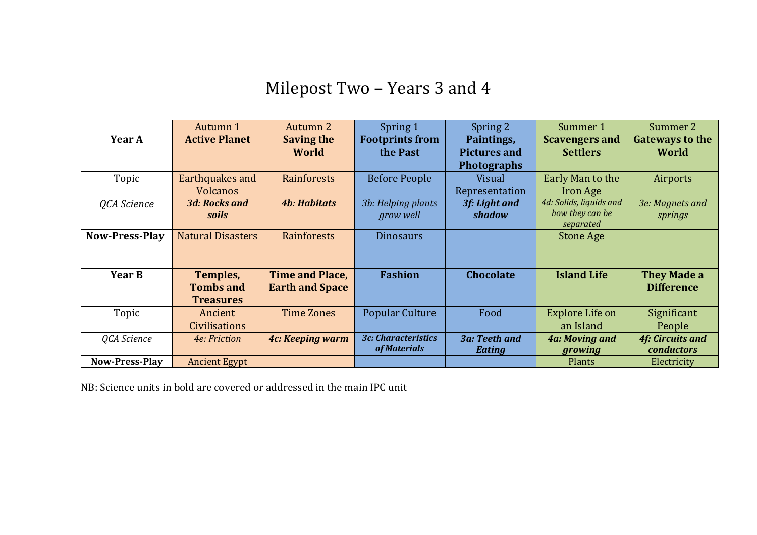# Milepost Two – Years 3 and 4

| | Autumn 1 | Autumn 2 | Spring 1 | Spring 2 | Summer 1 | Summer 2 |
|---|---|---|---|---|---|---|
| **Year A** | **Active Planet** | **Saving the World** | **Footprints from the Past** | **Paintings, Pictures and Photographs** | **Scavengers and Settlers** | **Gateways to the World** |
| Topic | Earthquakes and Volcanos | Rainforests | Before People | Visual Representation | Early Man to the Iron Age | Airports |
| *QCA Science* | ***3d: Rocks and soils*** | ***4b: Habitats*** | *3b: Helping plants grow well* | ***3f: Light and shadow*** | *4d: Solids, liquids and how they can be separated* | *3e: Magnets and springs* |
| **Now-Press-Play** | Natural Disasters | Rainforests | Dinosaurs | | Stone Age | |
| | | | | | | |
| **Year B** | **Temples, Tombs and Treasures** | **Time and Place, Earth and Space** | **Fashion** | **Chocolate** | **Island Life** | **They Made a Difference** |
| Topic | Ancient Civilisations | Time Zones | Popular Culture | Food | Explore Life on an Island | Significant People |
| *QCA Science* | *4e: Friction* | ***4c: Keeping warm*** | ***3c: Characteristics of Materials*** | ***3a: Teeth and Eating*** | ***4a: Moving and growing*** | ***4f: Circuits and conductors*** |
| **Now-Press-Play** | Ancient Egypt | | | | Plants | Electricity |

NB: Science units in bold are covered or addressed in the main IPC unit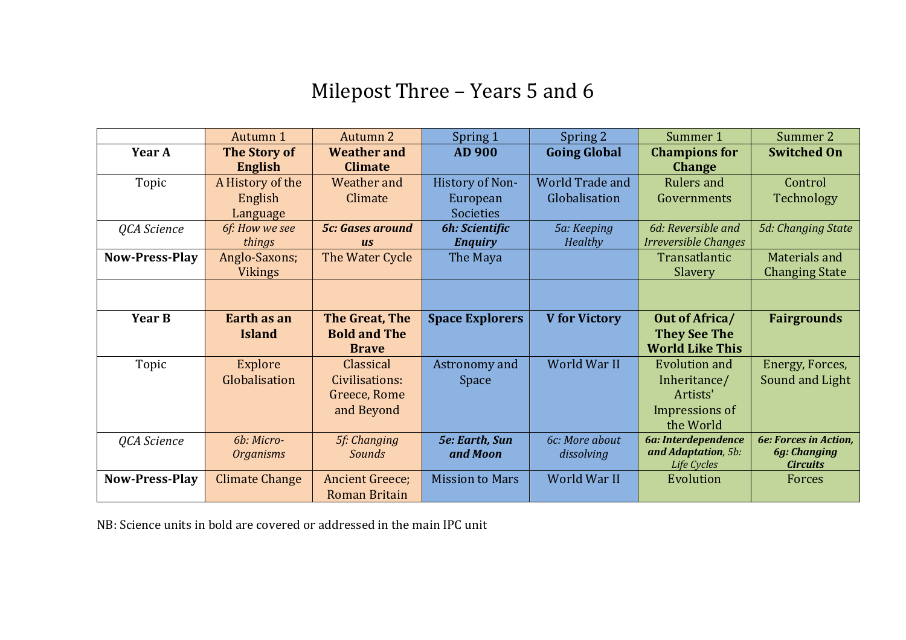# Milepost Three – Years 5 and 6

| | Autumn 1 | Autumn 2 | Spring 1 | Spring 2 | Summer 1 | Summer 2 |
|---|---|---|---|---|---|---|
| **Year A** | **The Story of English** | **Weather and Climate** | **AD 900** | **Going Global** | **Champions for Change** | **Switched On** |
| Topic | A History of the English Language | Weather and Climate | History of Non-European Societies | World Trade and Globalisation | Rulers and Governments | Control Technology |
| *QCA Science* | *6f: How we see things* | ***5c: Gases around us*** | ***6h: Scientific Enquiry*** | *5a: Keeping Healthy* | *6d: Reversible and Irreversible Changes* | *5d: Changing State* |
| **Now-Press-Play** | Anglo-Saxons; Vikings | The Water Cycle | The Maya | | Transatlantic Slavery | Materials and Changing State |
| | | | | | | |
| **Year B** | **Earth as an Island** | **The Great, The Bold and The Brave** | **Space Explorers** | **V for Victory** | **Out of Africa/ They See The World Like This** | **Fairgrounds** |
| Topic | Explore Globalisation | Classical Civilisations: Greece, Rome and Beyond | Astronomy and Space | World War II | Evolution and Inheritance/ Artists' Impressions of the World | Energy, Forces, Sound and Light |
| *QCA Science* | *6b: Micro-Organisms* | *5f: Changing Sounds* | ***5e: Earth, Sun and Moon*** | *6c: More about dissolving* | ***6a: Interdependence and Adaptation**, 5b: Life Cycles* | ***6e: Forces in Action, 6g: Changing Circuits*** |
| **Now-Press-Play** | Climate Change | Ancient Greece; Roman Britain | Mission to Mars | World War II | Evolution | Forces |

NB: Science units in bold are covered or addressed in the main IPC unit